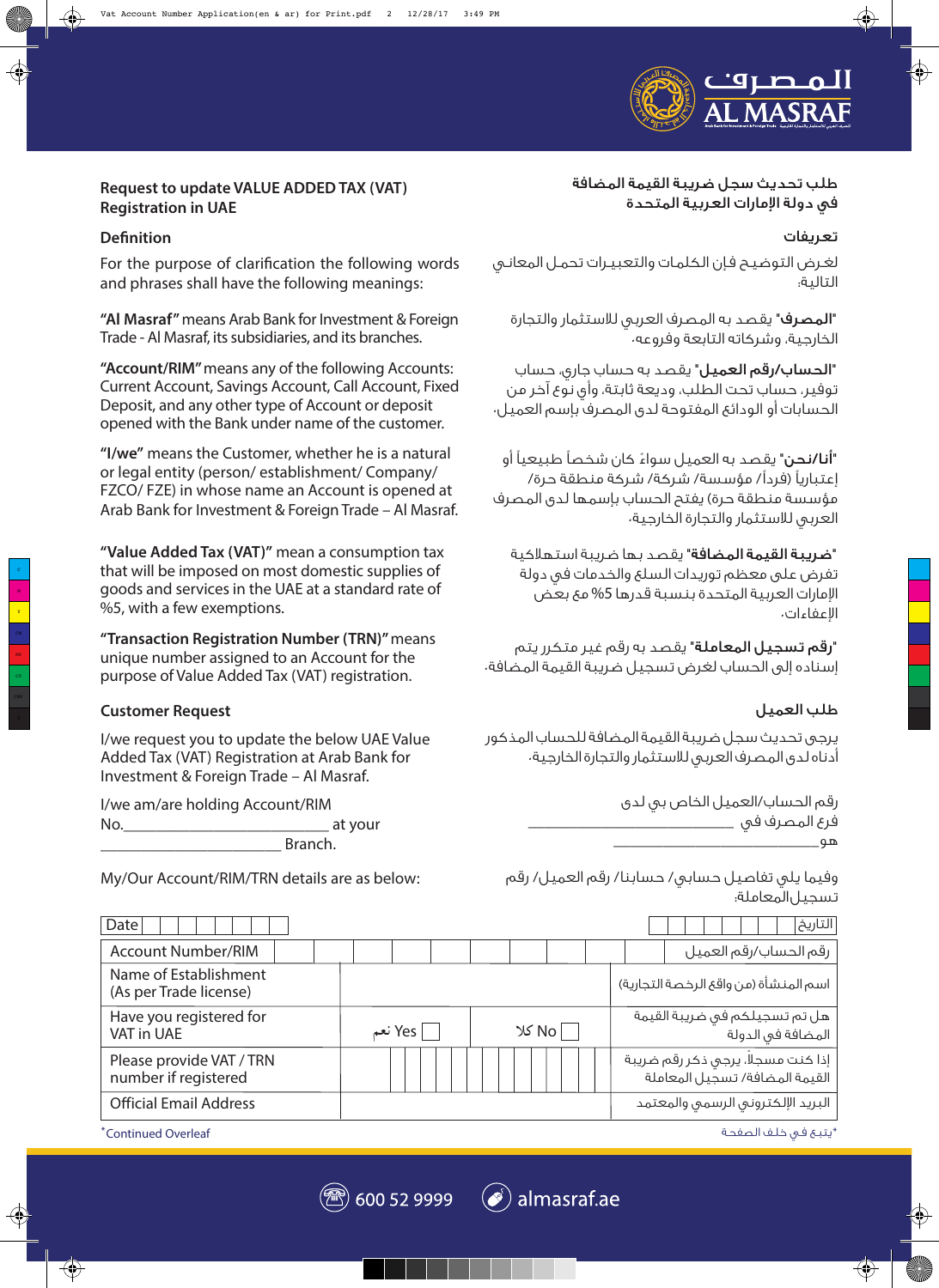المصرف
AL MASRAF

## Request to update VALUE ADDED TAX (VAT) Registration in UAE

## طلب تحديث سجل ضريبة القيمة المضافة في دولة الإمارات العربية المتحدة

### Definition

For the purpose of clarification the following words and phrases shall have the following meanings:

**"Al Masraf"** means Arab Bank for Investment & Foreign Trade - Al Masraf, its subsidiaries, and its branches.

**"Account/RIM"** means any of the following Accounts: Current Account, Savings Account, Call Account, Fixed Deposit, and any other type of Account or deposit opened with the Bank under name of the customer.

**"I/we"** means the Customer, whether he is a natural or legal entity (person/ establishment/ Company/ FZCO/ FZE) in whose name an Account is opened at Arab Bank for Investment & Foreign Trade – Al Masraf.

**"Value Added Tax (VAT)"** mean a consumption tax that will be imposed on most domestic supplies of goods and services in the UAE at a standard rate of %5, with a few exemptions.

**"Transaction Registration Number (TRN)"** means unique number assigned to an Account for the purpose of Value Added Tax (VAT) registration.

### تعريفات

لغرض التوضيح فإن الكلمات والتعبيرات تحمل المعاني التالية:

**"المصرف"** يقصد به المصرف العربي للاستثمار والتجارة الخارجية، وشركاته التابعة وفروعه.

**"الحساب/رقم العميل"** يقصد به حساب جاري، حساب توفير، حساب تحت الطلب، وديعة ثابتة، وأي نوع آخر من الحسابات أو الودائع المفتوحة لدى المصرف بإسم العميل.

**"أنا/نحن"** يقصد به العميل سواءً كان شخصاً طبيعياً أو إعتبارياً (فرداً/ مؤسسة/ شركة/ شركة منطقة حرة/ مؤسسة منطقة حرة) يفتح الحساب بإسمها لدى المصرف العربي للاستثمار والتجارة الخارجية.

**"ضريبة القيمة المضافة"** يقصد بها ضريبة استهلاكية تفرض على معظم توريدات السلع والخدمات في دولة الإمارات العربية المتحدة بنسبة قدرها 5% مع بعض الإعفاءات.

**"رقم تسجيل المعاملة"** يقصد به رقم غير متكرر يتم إسناده إلى الحساب لغرض تسجيل ضريبة القيمة المضافة.

### Customer Request

I/we request you to update the below UAE Value Added Tax (VAT) Registration at Arab Bank for Investment & Foreign Trade – Al Masraf.

I/we am/are holding Account/RIM No.\_\_\_\_\_\_\_\_\_\_\_\_\_\_\_\_\_\_\_\_\_\_\_\_\_ at your \_\_\_\_\_\_\_\_\_\_\_\_\_\_\_\_\_\_\_\_\_\_ Branch.

My/Our Account/RIM/TRN details are as below:

### طلب العميل

يرجى تحديث سجل ضريبة القيمة المضافة للحساب المذكور أدناه لدى المصرف العربي للاستثمار والتجارة الخارجية.

رقم الحساب/العميل الخاص بي لدى فرع المصرف في \_\_\_\_\_\_\_\_\_\_\_\_\_\_\_\_\_\_\_\_\_\_\_\_\_ هو\_\_\_\_\_\_\_\_\_\_\_\_\_\_\_\_\_\_\_\_\_\_\_\_\_

وفيما يلي تفاصيل حسابي/ حسابنا/ رقم العميل/ رقم تسجيل المعاملة:

| Date | | التاريخ |
|---|---|---|
| Account Number/RIM | | رقم الحساب/رقم العميل |
| Name of Establishment (As per Trade license) | | اسم المنشأة (من واقع الرخصة التجارية) |
| Have you registered for VAT in UAE | ☐ Yes نعم ☐ No كلا | هل تم تسجيلكم في ضريبة القيمة المضافة في الدولة |
| Please provide VAT / TRN number if registered | | إذا كنت مسجلاً، يرجى ذكر رقم ضريبة القيمة المضافة/ تسجيل المعاملة |
| Official Email Address | | البريد الإلكتروني الرسمي والمعتمد |

*Continued Overleaf

*يتبع في خلف الصفحة

600 52 9999 almasraf.ae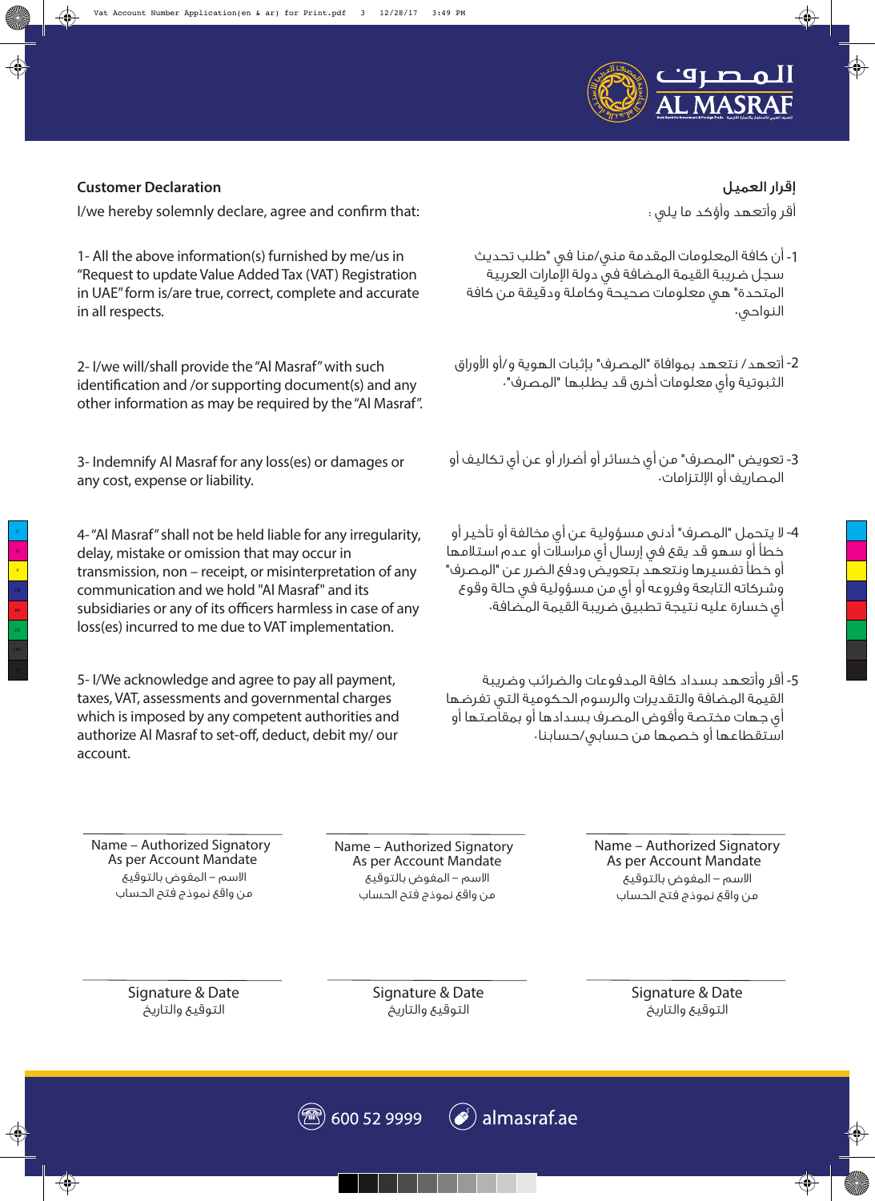AL MASRAF المصرف

## Customer Declaration

I/we hereby solemnly declare, agree and confirm that:

1- All the above information(s) furnished by me/us in "Request to update Value Added Tax (VAT) Registration in UAE" form is/are true, correct, complete and accurate in all respects.

2- I/we will/shall provide the "Al Masraf" with such identification and /or supporting document(s) and any other information as may be required by the "Al Masraf".

3- Indemnify Al Masraf for any loss(es) or damages or any cost, expense or liability.

4- "Al Masraf" shall not be held liable for any irregularity, delay, mistake or omission that may occur in transmission, non – receipt, or misinterpretation of any communication and we hold "Al Masraf" and its subsidiaries or any of its officers harmless in case of any loss(es) incurred to me due to VAT implementation.

5- I/We acknowledge and agree to pay all payment, taxes, VAT, assessments and governmental charges which is imposed by any competent authorities and authorize Al Masraf to set-off, deduct, debit my/ our account.

## إقرار العميل

أقر وأتعهد وأؤكد ما يلي :

1- أن كافة المعلومات المقدمة مني/منا في "طلب تحديث سجل ضريبة القيمة المضافة في دولة الإمارات العربية المتحدة" هي معلومات صحيحة وكاملة ودقيقة من كافة النواحي.

2- أتعهد / نتعهد بموافاة "المصرف" بإثبات الهوية و/أو الأوراق الثبوتية وأي معلومات أخرى قد يطلبها "المصرف".

3- تعويض "المصرف" من أي خسائر أو أضرار أو عن أي تكاليف أو المصاريف أو الإلتزامات.

4- لا يتحمل "المصرف" أدنى مسؤولية عن أي مخالفة أو تأخير أو خطأ أو سهو قد يقع في إرسال أي مراسلات أو عدم استلامها أو خطأ تفسيرها ونتعهد بتعويض ودفع الضرر عن "المصرف" وشركاته التابعة وفروعه أو أي من مسؤولية في حالة وقوع أي خسارة عليه نتيجة تطبيق ضريبة القيمة المضافة.

5- أقر وأتعهد بسداد كافة المدفوعات والضرائب وضريبة القيمة المضافة والتقديرات والرسوم الحكومية التي تفرضها أي جهات مختصة وأفوض المصرف بسدادها أو بمقاصتها أو استقطاعها أو خصمها من حسابي/حسابنا.

| | | |
|---|---|---|
| Name – Authorized Signatory As per Account Mandate<br>الاسم – المفوض بالتوقيع من واقع نموذج فتح الحساب | Name – Authorized Signatory As per Account Mandate<br>الاسم – المفوض بالتوقيع من واقع نموذج فتح الحساب | Name – Authorized Signatory As per Account Mandate<br>الاسم – المفوض بالتوقيع من واقع نموذج فتح الحساب |
| Signature & Date<br>التوقيع والتاريخ | Signature & Date<br>التوقيع والتاريخ | Signature & Date<br>التوقيع والتاريخ |

600 52 9999 almasraf.ae